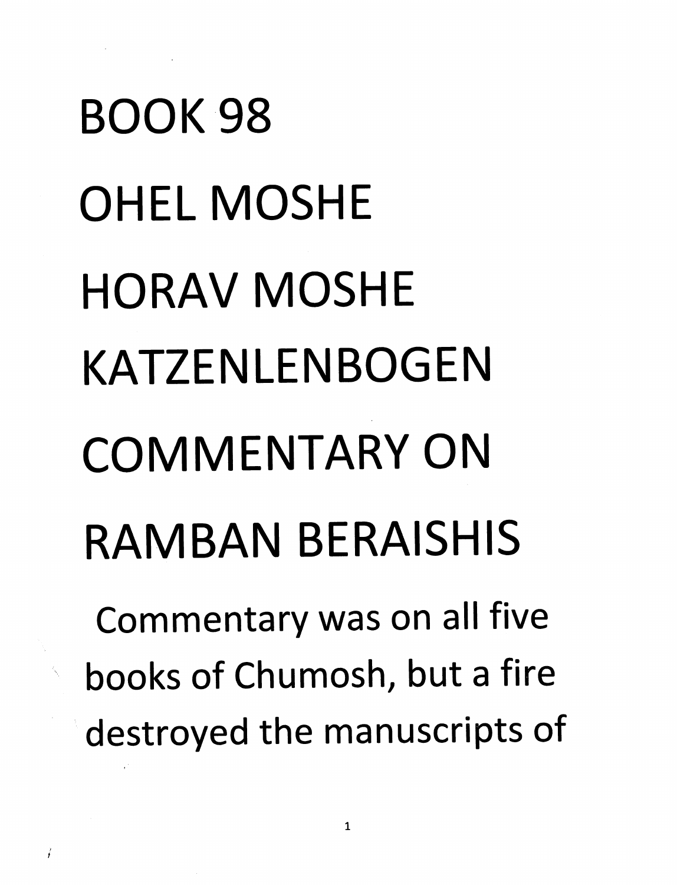# BOOK 98

# OHEL MOSHE

# HORAV MOSHE KATZENLENBOGEN

# COMMENTARY ON RAMBAN BERAISHIS

Commentary was on all five books of Chumosh, but a fire destroyed the manuscripts of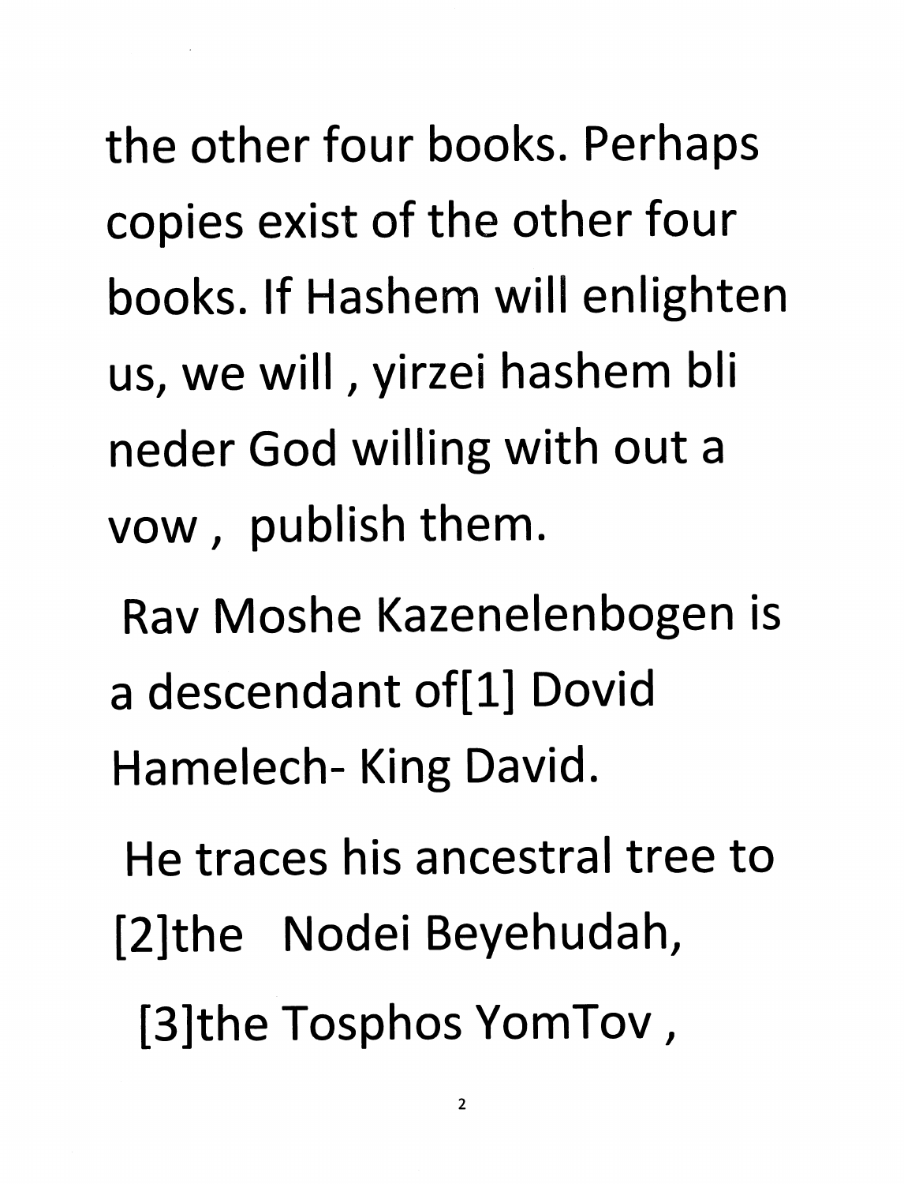the other four books. Perhaps copies exist of the other four books. If Hashem will enlighten us, we will , yirzei hashem bli neder God willing with out a vow , publish them.

Rav Moshe Kazenelenbogen is a descendant of[1] Dovid Hamelech- King David.

He traces his ancestral tree to [2]the Nodei Beyehudah,

[3]the Tosphos YomTov ,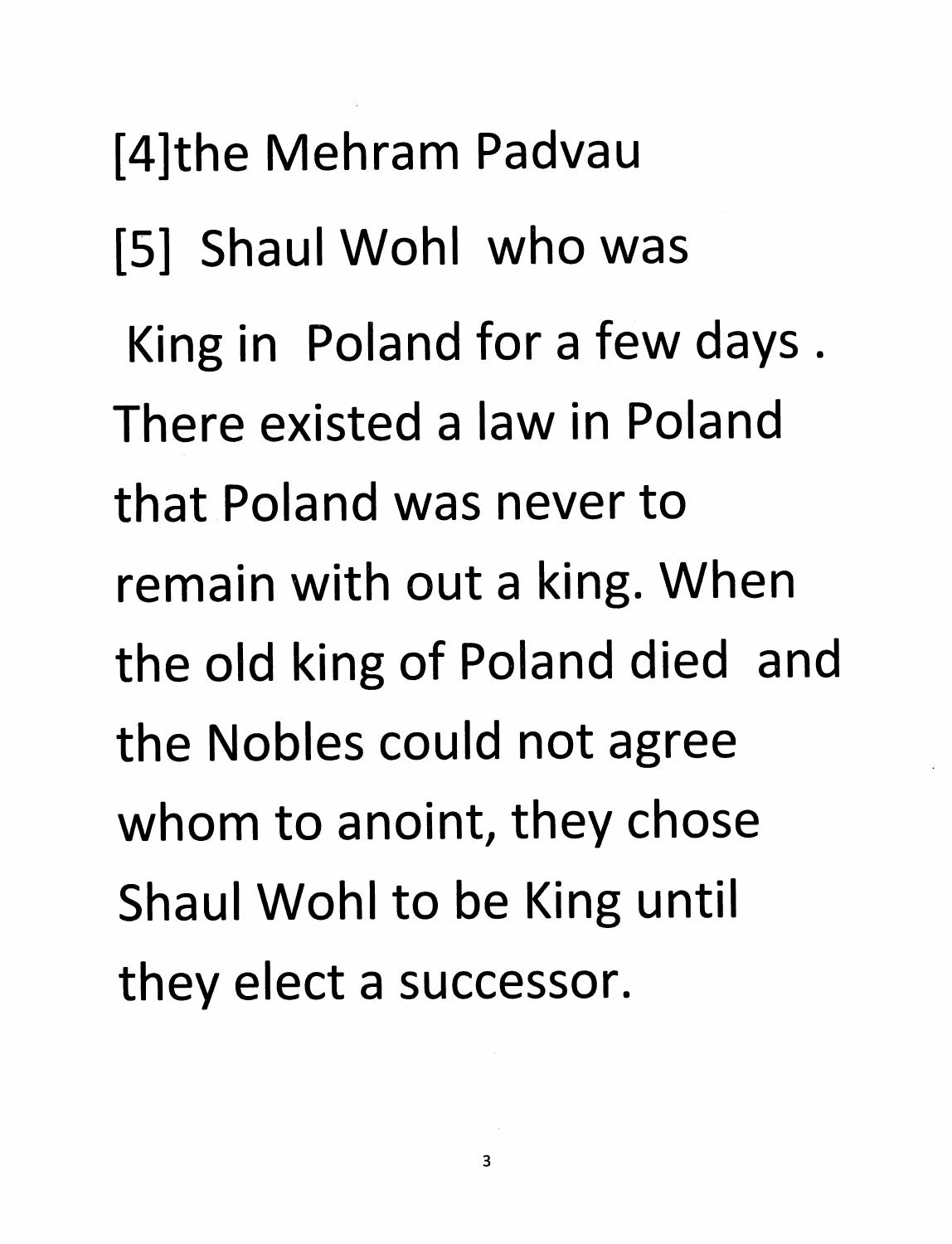[4]the Mehram Padvau

[5] Shaul Wohl who was King in Poland for a few days . There existed a law in Poland that Poland was never to remain with out a king. When the old king of Poland died and the Nobles could not agree whom to anoint, they chose Shaul Wohl to be King until they elect a successor.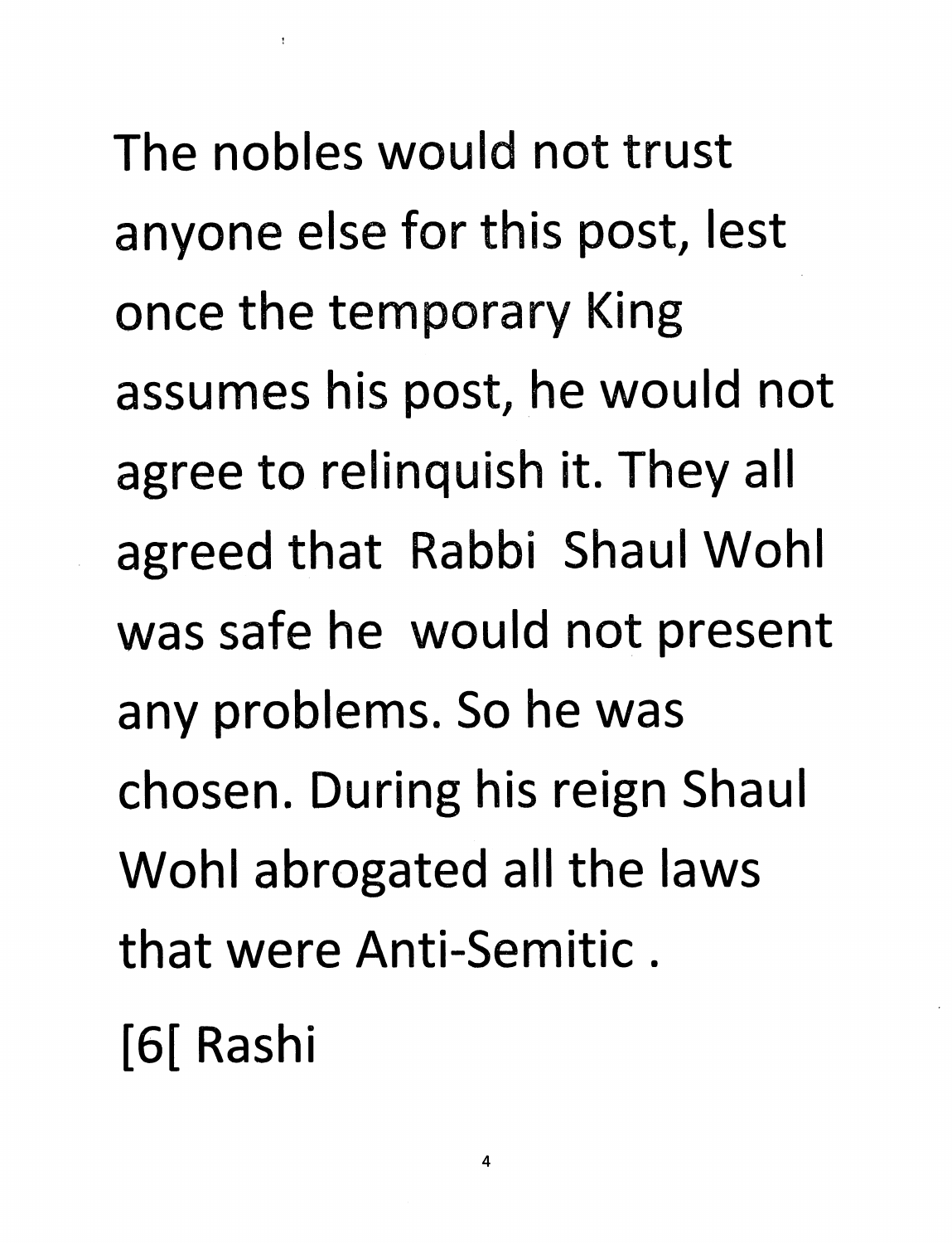The nobles would not trust anyone else for this post, lest once the temporary King assumes his post, he would not agree to relinquish it. They all agreed that Rabbi Shaul Wohl was safe he would not present any problems. So he was chosen. During his reign Shaul Wohl abrogated all the laws that were Anti-Semitic .

[6[ Rashi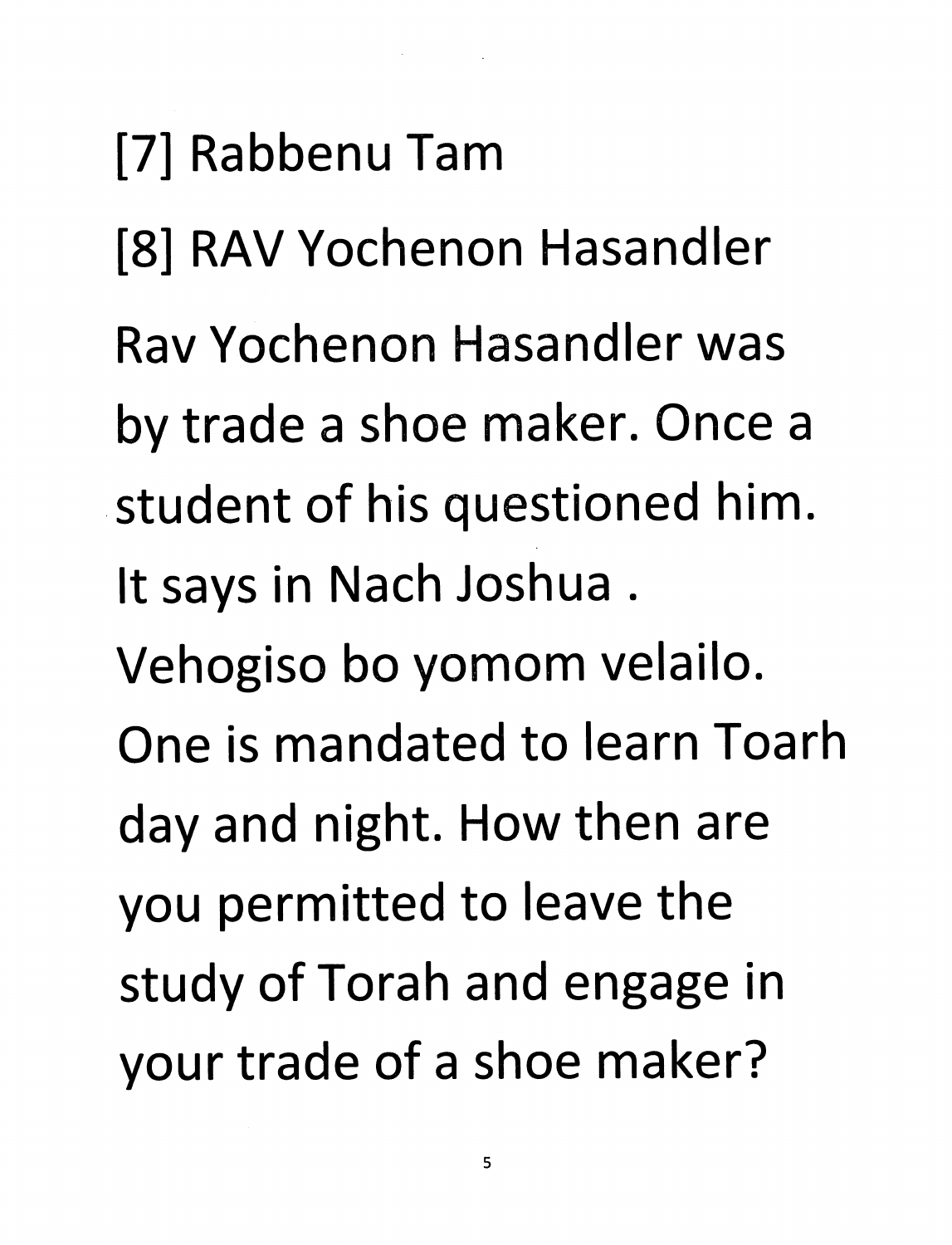[7] Rabbenu Tam

[8] RAV Yochenon Hasandler

Rav Yochenon Hasandler was by trade a shoe maker. Once a student of his questioned him. It says in Nach Joshua . Vehogiso bo yomom velailo. One is mandated to learn Toarh day and night. How then are you permitted to leave the study of Torah and engage in your trade of a shoe maker?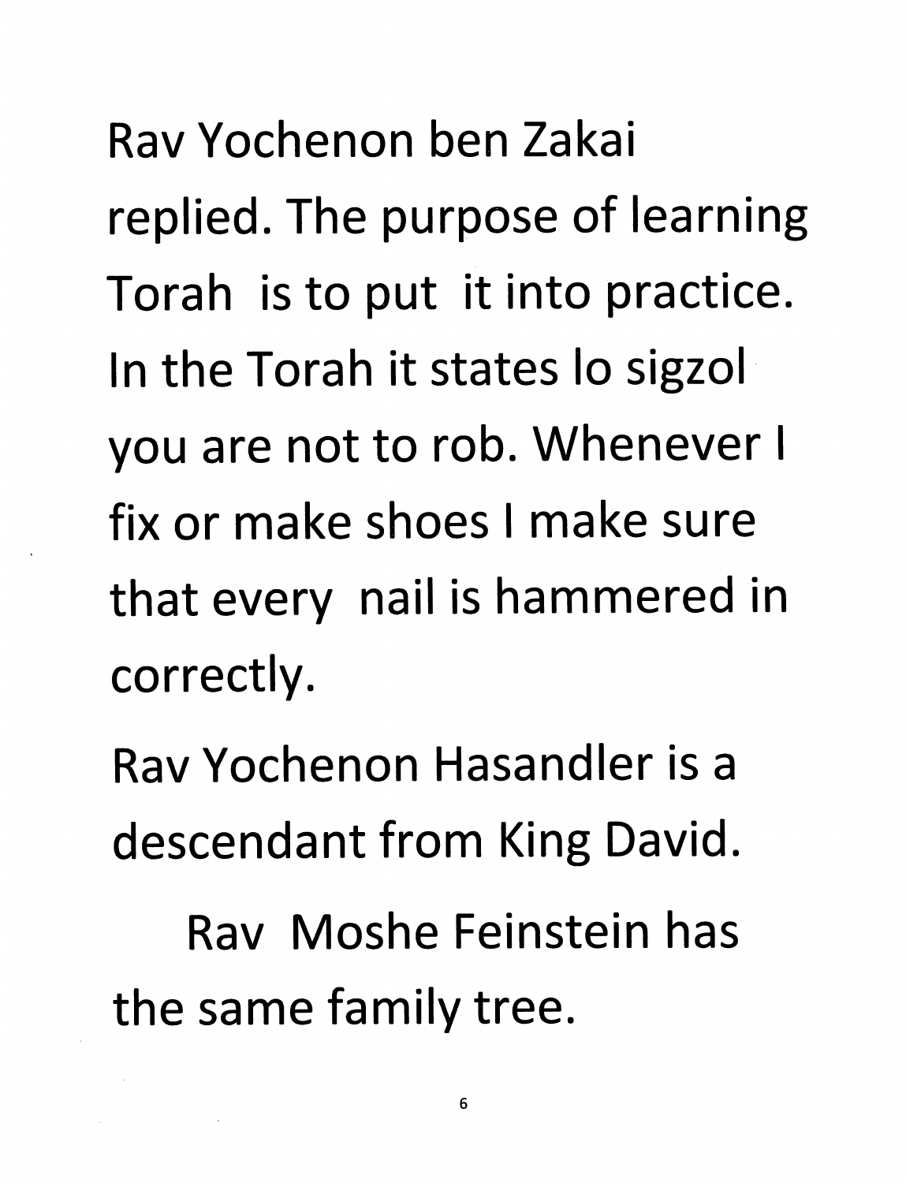Rav Yochenon ben Zakai replied. The purpose of learning Torah is to put it into practice. In the Torah it states lo sigzol you are not to rob. Whenever I fix or make shoes I make sure that every nail is hammered in correctly.

Rav Yochenon Hasandler is a descendant from King David.

Rav Moshe Feinstein has the same family tree.